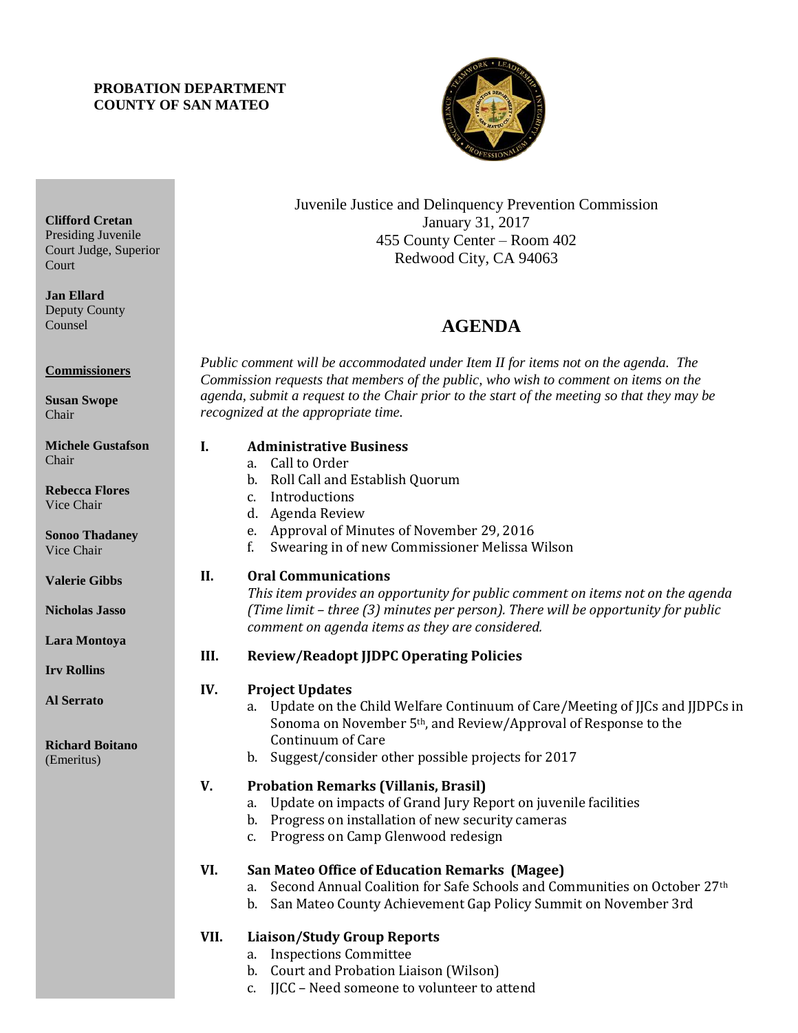**PROBATION DEPARTMENT**
**COUNTY OF SAN MATEO**

**Clifford Cretan**
Presiding Juvenile Court Judge, Superior Court

**Jan Ellard**
Deputy County Counsel

**Commissioners**

**Susan Swope**
Chair

**Michele Gustafson**
Chair

**Rebecca Flores**
Vice Chair

**Sonoo Thadaney**
Vice Chair

**Valerie Gibbs**

**Nicholas Jasso**

**Lara Montoya**

**Irv Rollins**

**Al Serrato**

**Richard Boitano**
(Emeritus)

Juvenile Justice and Delinquency Prevention Commission
January 31, 2017
455 County Center – Room 402
Redwood City, CA 94063

# AGENDA

*Public comment will be accommodated under Item II for items not on the agenda. The Commission requests that members of the public, who wish to comment on items on the agenda, submit a request to the Chair prior to the start of the meeting so that they may be recognized at the appropriate time.*

**I. Administrative Business**

a. Call to Order
b. Roll Call and Establish Quorum
c. Introductions
d. Agenda Review
e. Approval of Minutes of November 29, 2016
f. Swearing in of new Commissioner Melissa Wilson

**II. Oral Communications**

*This item provides an opportunity for public comment on items not on the agenda (Time limit – three (3) minutes per person). There will be opportunity for public comment on agenda items as they are considered.*

**III. Review/Readopt JJDPC Operating Policies**

**IV. Project Updates**

a. Update on the Child Welfare Continuum of Care/Meeting of JJCs and JJDPCs in Sonoma on November 5th, and Review/Approval of Response to the Continuum of Care
b. Suggest/consider other possible projects for 2017

**V. Probation Remarks (Villanis, Brasil)**

a. Update on impacts of Grand Jury Report on juvenile facilities
b. Progress on installation of new security cameras
c. Progress on Camp Glenwood redesign

**VI. San Mateo Office of Education Remarks (Magee)**

a. Second Annual Coalition for Safe Schools and Communities on October 27th
b. San Mateo County Achievement Gap Policy Summit on November 3rd

**VII. Liaison/Study Group Reports**

a. Inspections Committee
b. Court and Probation Liaison (Wilson)
c. JJCC – Need someone to volunteer to attend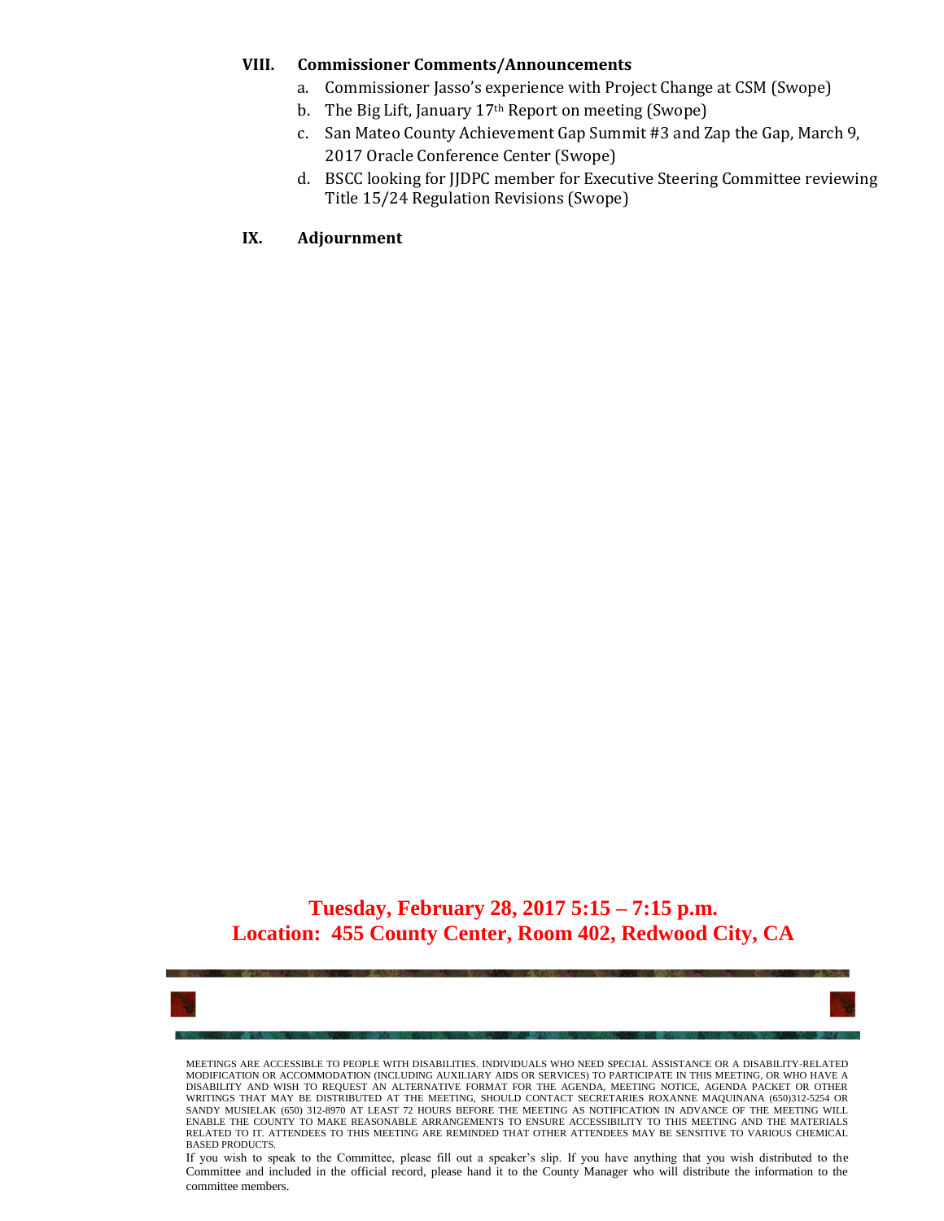## VIII. Commissioner Comments/Announcements

a. Commissioner Jasso's experience with Project Change at CSM (Swope)
b. The Big Lift, January 17th Report on meeting (Swope)
c. San Mateo County Achievement Gap Summit #3 and Zap the Gap, March 9, 2017 Oracle Conference Center (Swope)
d. BSCC looking for JJDPC member for Executive Steering Committee reviewing Title 15/24 Regulation Revisions (Swope)

## IX. Adjournment

**Tuesday, February 28, 2017 5:15 – 7:15 p.m.**
**Location: 455 County Center, Room 402, Redwood City, CA**

MEETINGS ARE ACCESSIBLE TO PEOPLE WITH DISABILITIES. INDIVIDUALS WHO NEED SPECIAL ASSISTANCE OR A DISABILITY-RELATED MODIFICATION OR ACCOMMODATION (INCLUDING AUXILIARY AIDS OR SERVICES) TO PARTICIPATE IN THIS MEETING, OR WHO HAVE A DISABILITY AND WISH TO REQUEST AN ALTERNATIVE FORMAT FOR THE AGENDA, MEETING NOTICE, AGENDA PACKET OR OTHER WRITINGS THAT MAY BE DISTRIBUTED AT THE MEETING, SHOULD CONTACT SECRETARIES ROXANNE MAQUINANA (650)312-5254 OR SANDY MUSIELAK (650) 312-8970 AT LEAST 72 HOURS BEFORE THE MEETING AS NOTIFICATION IN ADVANCE OF THE MEETING WILL ENABLE THE COUNTY TO MAKE REASONABLE ARRANGEMENTS TO ENSURE ACCESSIBILITY TO THIS MEETING AND THE MATERIALS RELATED TO IT. ATTENDEES TO THIS MEETING ARE REMINDED THAT OTHER ATTENDEES MAY BE SENSITIVE TO VARIOUS CHEMICAL BASED PRODUCTS.

If you wish to speak to the Committee, please fill out a speaker's slip. If you have anything that you wish distributed to the Committee and included in the official record, please hand it to the County Manager who will distribute the information to the committee members.